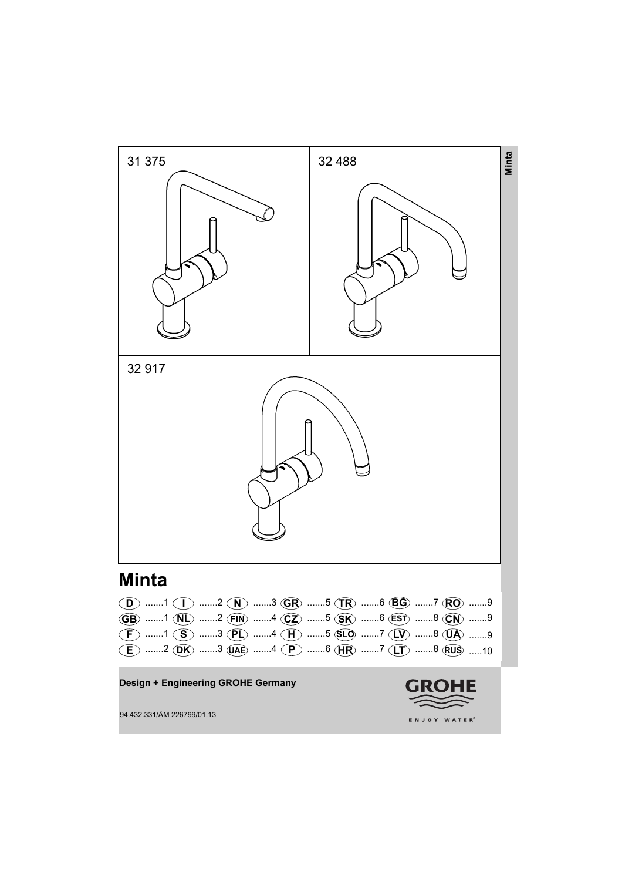31 375

32 488

32 917

Minta

# Minta

| | | | | | | | | | | | | | |
|---|---|---|---|---|---|---|---|---|---|---|---|---|---|
| D | 1 | I | 2 | N | 3 | GR | 5 | TR | 6 | BG | 7 | RO | 9 |
| GB | 1 | NL | 2 | FIN | 4 | CZ | 5 | SK | 6 | EST | 8 | CN | 9 |
| F | 1 | S | 3 | PL | 4 | H | 5 | SLO | 7 | LV | 8 | UA | 9 |
| E | 2 | DK | 3 | UAE | 4 | P | 6 | HR | 7 | LT | 8 | RUS | 10 |

**Design + Engineering GROHE Germany**

94.432.331/ÄM 226799/01.13

GROHE

ENJOY WATER®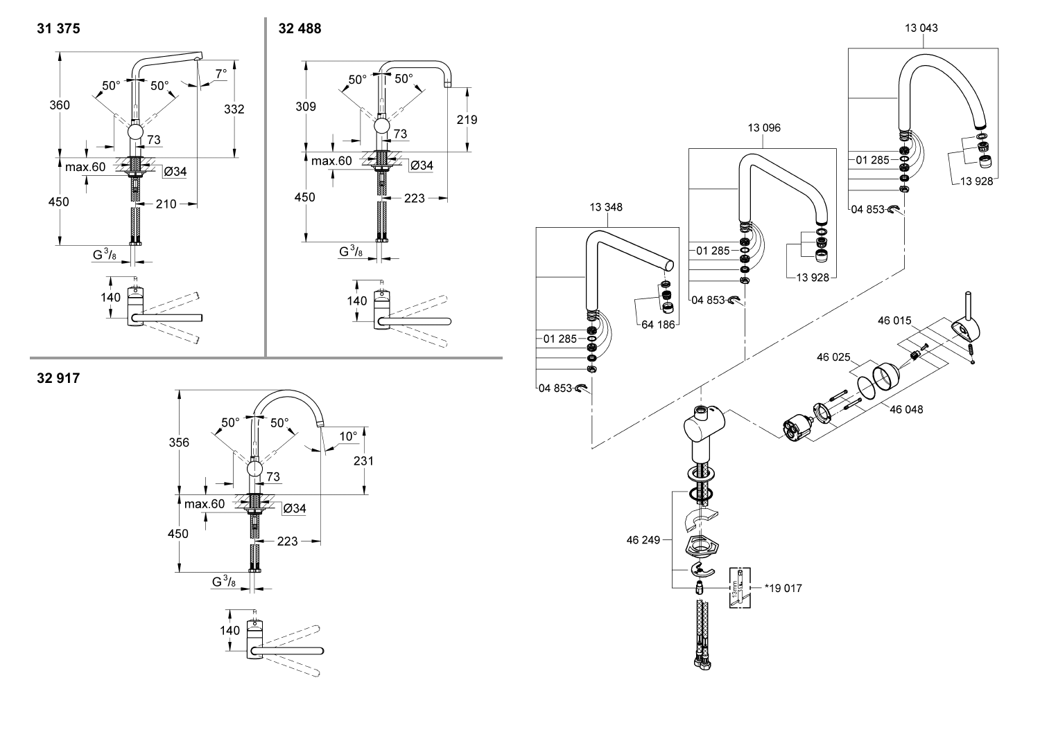## 31 375

360

332

50°

50°

7°

73

max.60

Ø34

450

210

$G^3/_8$

140

## 32 488

309

50°

50°

219

73

max.60

Ø34

450

223

$G^3/_8$

140

## 32 917

356

50°

50°

10°

231

73

max.60

Ø34

450

223

$G^3/_8$

140

13 043

01 285

13 928

04 853

13 096

01 285

13 928

04 853

13 348

01 285

64 186

04 853

46 015

46 025

46 048

46 249

*19 017

13mm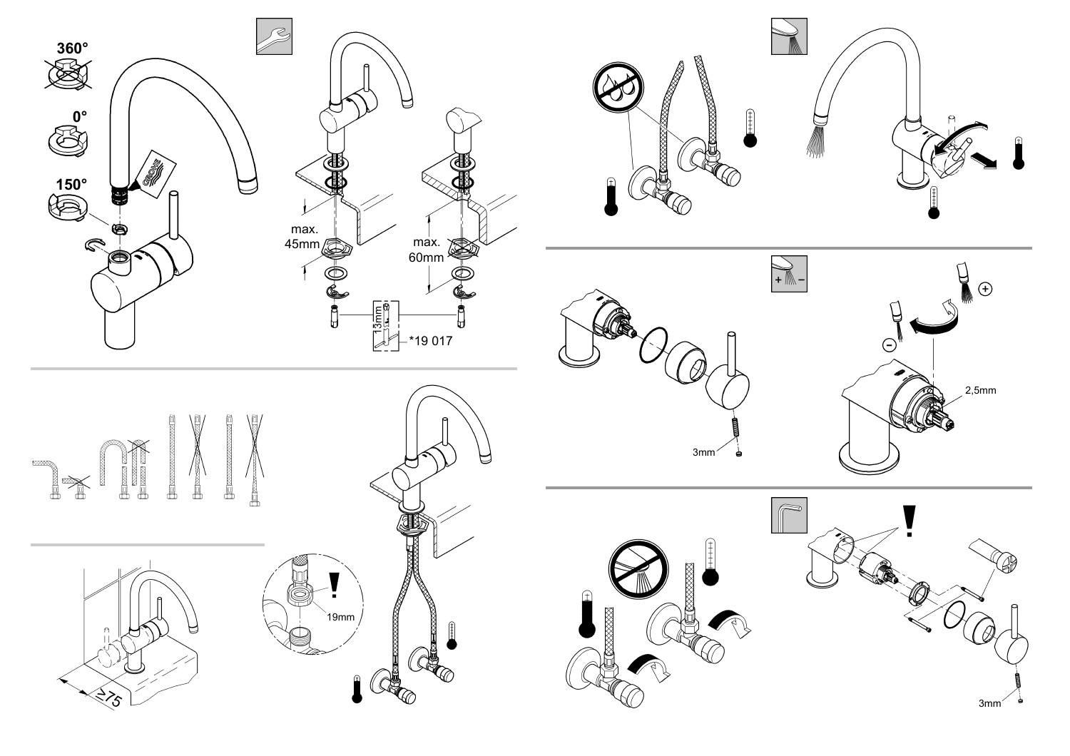360°

0°

150°

max.
45mm

max.
60mm

13mm

*19 017

≥75

19mm

2,5mm

3mm

3mm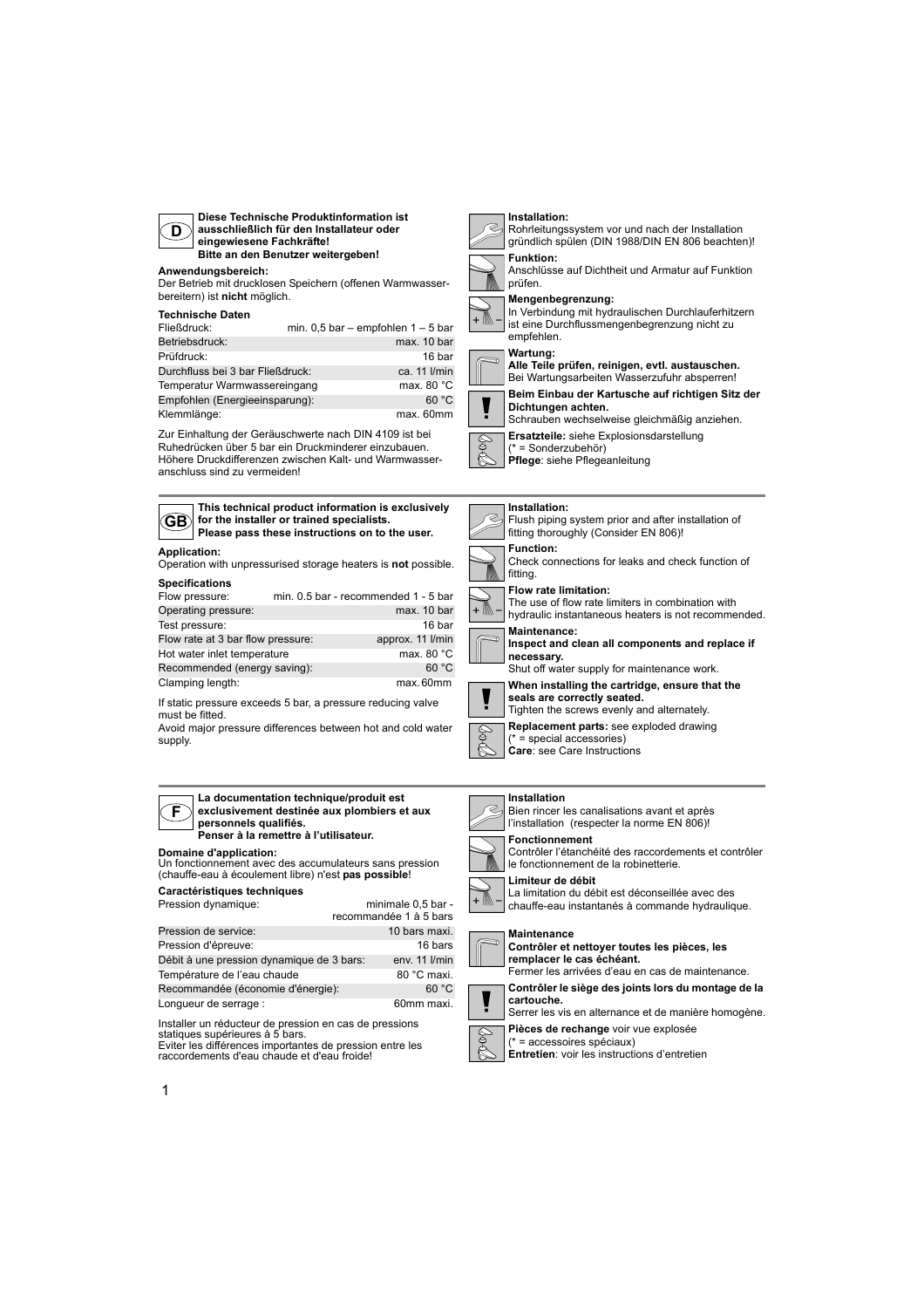## D

**Diese Technische Produktinformation ist ausschließlich für den Installateur oder eingewiesene Fachkräfte!**
**Bitte an den Benutzer weitergeben!**

**Anwendungsbereich:**
Der Betrieb mit drucklosen Speichern (offenen Warmwasserbereitern) ist **nicht** möglich.

**Technische Daten**

| | |
|---|---|
| Fließdruck: | min. 0,5 bar – empfohlen 1 – 5 bar |
| Betriebsdruck: | max. 10 bar |
| Prüfdruck: | 16 bar |
| Durchfluss bei 3 bar Fließdruck: | ca. 11 l/min |
| Temperatur Warmwassereingang | max. 80 °C |
| Empfohlen (Energieeinsparung): | 60 °C |
| Klemmlänge: | max. 60mm |

Zur Einhaltung der Geräuschwerte nach DIN 4109 ist bei Ruhedrücken über 5 bar ein Druckminderer einzubauen.
Höhere Druckdifferenzen zwischen Kalt- und Warmwasseranschluss sind zu vermeiden!

**Installation:**
Rohrleitungssystem vor und nach der Installation gründlich spülen (DIN 1988/DIN EN 806 beachten)!

**Funktion:**
Anschlüsse auf Dichtheit und Armatur auf Funktion prüfen.

**Mengenbegrenzung:**
In Verbindung mit hydraulischen Durchlauferhitzern ist eine Durchflussmengenbegrenzung nicht zu empfehlen.

**Wartung:**
**Alle Teile prüfen, reinigen, evtl. austauschen.**
Bei Wartungsarbeiten Wasserzufuhr absperren!

**Beim Einbau der Kartusche auf richtigen Sitz der Dichtungen achten.**
Schrauben wechselweise gleichmäßig anziehen.

**Ersatzteile:** siehe Explosionsdarstellung
(* = Sonderzubehör)
**Pflege**: siehe Pflegeanleitung

## GB

**This technical product information is exclusively for the installer or trained specialists.**
**Please pass these instructions on to the user.**

**Application:**
Operation with unpressurised storage heaters is **not** possible.

**Specifications**

| | |
|---|---|
| Flow pressure: | min. 0.5 bar - recommended 1 - 5 bar |
| Operating pressure: | max. 10 bar |
| Test pressure: | 16 bar |
| Flow rate at 3 bar flow pressure: | approx. 11 l/min |
| Hot water inlet temperature | max. 80 °C |
| Recommended (energy saving): | 60 °C |
| Clamping length: | max. 60mm |

If static pressure exceeds 5 bar, a pressure reducing valve must be fitted.
Avoid major pressure differences between hot and cold water supply.

**Installation:**
Flush piping system prior and after installation of fitting thoroughly (Consider EN 806)!

**Function:**
Check connections for leaks and check function of fitting.

**Flow rate limitation:**
The use of flow rate limiters in combination with hydraulic instantaneous heaters is not recommended.

**Maintenance:**
**Inspect and clean all components and replace if necessary.**
Shut off water supply for maintenance work.

**When installing the cartridge, ensure that the seals are correctly seated.**
Tighten the screws evenly and alternately.

**Replacement parts:** see exploded drawing
(* = special accessories)
**Care**: see Care Instructions

## F

**La documentation technique/produit est exclusivement destinée aux plombiers et aux personnels qualifiés.**
**Penser à la remettre à l'utilisateur.**

**Domaine d'application:**
Un fonctionnement avec des accumulateurs sans pression (chauffe-eau à écoulement libre) n'est **pas possible**!

**Caractéristiques techniques**

| | |
|---|---|
| Pression dynamique: | minimale 0,5 bar - recommandée 1 à 5 bars |
| Pression de service: | 10 bars maxi. |
| Pression d'épreuve: | 16 bars |
| Débit à une pression dynamique de 3 bars: | env. 11 l/min |
| Température de l'eau chaude | 80 °C maxi. |
| Recommandée (économie d'énergie): | 60 °C |
| Longueur de serrage : | 60mm maxi. |

Installer un réducteur de pression en cas de pressions statiques supérieures à 5 bars.
Eviter les différences importantes de pression entre les raccordements d'eau chaude et d'eau froide!

**Installation**
Bien rincer les canalisations avant et après l'installation (respecter la norme EN 806)!

**Fonctionnement**
Contrôler l'étanchéité des raccordements et contrôler le fonctionnement de la robinetterie.

**Limiteur de débit**
La limitation du débit est déconseillée avec des chauffe-eau instantanés à commande hydraulique.

**Maintenance**
**Contrôler et nettoyer toutes les pièces, les remplacer le cas échéant.**
Fermer les arrivées d'eau en cas de maintenance.

**Contrôler le siège des joints lors du montage de la cartouche.**
Serrer les vis en alternance et de manière homogène.

**Pièces de rechange** voir vue explosée
(* = accessoires spéciaux)
**Entretien**: voir les instructions d'entretien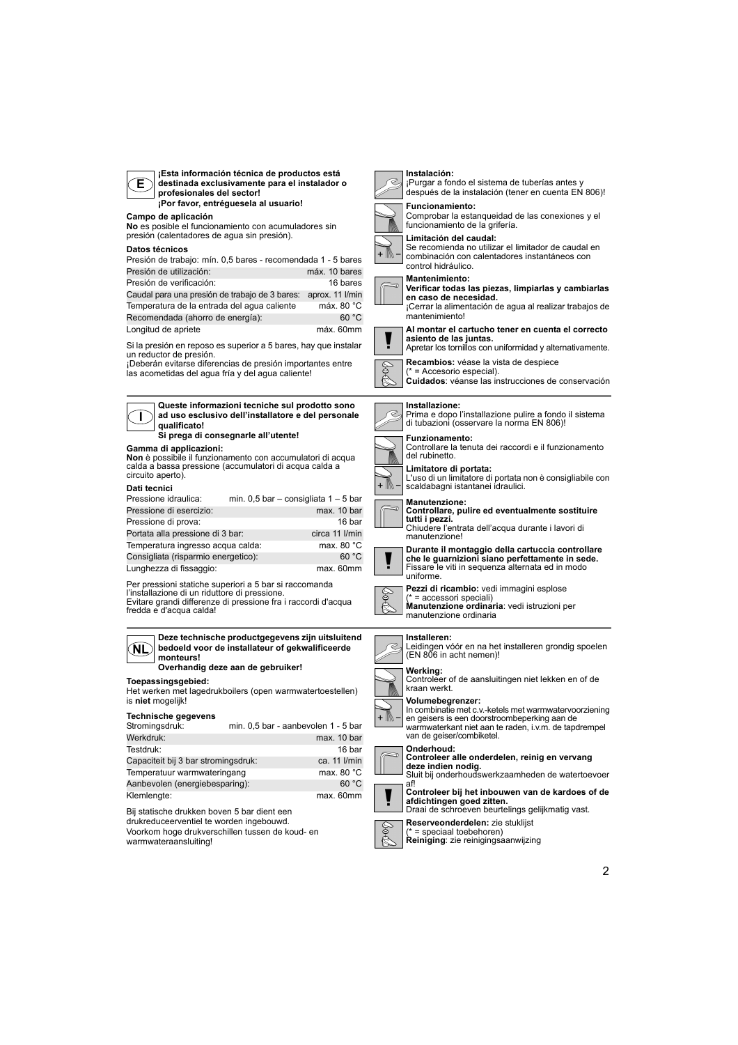## E

**¡Esta información técnica de productos está destinada exclusivamente para el instalador o profesionales del sector!**
**¡Por favor, entréguesela al usuario!**

### Campo de aplicación

**No** es posible el funcionamiento con acumuladores sin presión (calentadores de agua sin presión).

### Datos técnicos

| Presión de trabajo: | mín. 0,5 bares - recomendada 1 - 5 bares |
| --- | --- |
| Presión de utilización: | máx. 10 bares |
| Presión de verificación: | 16 bares |
| Caudal para una presión de trabajo de 3 bares: | aprox. 11 l/min |
| Temperatura de la entrada del agua caliente | máx. 80 °C |
| Recomendada (ahorro de energía): | 60 °C |
| Longitud de apriete | máx. 60mm |

Si la presión en reposo es superior a 5 bares, hay que instalar un reductor de presión.
¡Deberán evitarse diferencias de presión importantes entre las acometidas del agua fría y del agua caliente!

**Instalación:**
¡Purgar a fondo el sistema de tuberías antes y después de la instalación (tener en cuenta EN 806)!

**Funcionamiento:**
Comprobar la estanqueidad de las conexiones y el funcionamiento de la grifería.

**Limitación del caudal:**
Se recomienda no utilizar el limitador de caudal en combinación con calentadores instantáneos con control hidráulico.

**Mantenimiento:**
**Verificar todas las piezas, limpiarlas y cambiarlas en caso de necesidad.**
¡Cerrar la alimentación de agua al realizar trabajos de mantenimiento!

**Al montar el cartucho tener en cuenta el correcto asiento de las juntas.**
Apretar los tornillos con uniformidad y alternativamente.

**Recambios:** véase la vista de despiece
(* = Accesorio especial).
**Cuidados**: véanse las instrucciones de conservación

## I

**Queste informazioni tecniche sul prodotto sono ad uso esclusivo dell'installatore e del personale qualificato!**
**Si prega di consegnarle all'utente!**

### Gamma di applicazioni:

**Non** è possibile il funzionamento con accumulatori di acqua calda a bassa pressione (accumulatori di acqua calda a circuito aperto).

### Dati tecnici

| Pressione idraulica: | min. 0,5 bar – consigliata 1 – 5 bar |
| --- | --- |
| Pressione di esercizio: | max. 10 bar |
| Pressione di prova: | 16 bar |
| Portata alla pressione di 3 bar: | circa 11 l/min |
| Temperatura ingresso acqua calda: | max. 80 °C |
| Consigliata (risparmio energetico): | 60 °C |
| Lunghezza di fissaggio: | max. 60mm |

Per pressioni statiche superiori a 5 bar si raccomanda l'installazione di un riduttore di pressione.
Evitare grandi differenze di pressione fra i raccordi d'acqua fredda e d'acqua calda!

**Installazione:**
Prima e dopo l'installazione pulire a fondo il sistema di tubazioni (osservare la norma EN 806)!

**Funzionamento:**
Controllare la tenuta dei raccordi e il funzionamento del rubinetto.

**Limitatore di portata:**
L'uso di un limitatore di portata non è consigliabile con scaldabagni istantanei idraulici.

**Manutenzione:**
**Controllare, pulire ed eventualmente sostituire tutti i pezzi.**
Chiudere l'entrata dell'acqua durante i lavori di manutenzione!

**Durante il montaggio della cartuccia controllare che le guarnizioni siano perfettamente in sede.**
Fissare le viti in sequenza alternata ed in modo uniforme.

**Pezzi di ricambio:** vedi immagini esplose
(* = accessori speciali)
**Manutenzione ordinaria**: vedi istruzioni per manutenzione ordinaria

## NL

**Deze technische productgegevens zijn uitsluitend bedoeld voor de installateur of gekwalificeerde monteurs!**
**Overhandig deze aan de gebruiker!**

### Toepassingsgebied:

Het werken met lagedrukboilers (open warmwatertoestellen) is **niet** mogelijk!

### Technische gegevens

| Stromingsdruk: | min. 0,5 bar - aanbevolen 1 - 5 bar |
| --- | --- |
| Werkdruk: | max. 10 bar |
| Testdruk: | 16 bar |
| Capaciteit bij 3 bar stromingsdruk: | ca. 11 l/min |
| Temperatuur warmwateringang | max. 80 °C |
| Aanbevolen (energiebesparing): | 60 °C |
| Klemlengte: | max. 60mm |

Bij statische drukken boven 5 bar dient een drukreduceerventiel te worden ingebouwd.
Voorkom hoge drukverschillen tussen de koud- en warmwateraansluiting!

**Installeren:**
Leidingen vóór en na het installeren grondig spoelen (EN 806 in acht nemen)!

**Werking:**
Controleer of de aansluitingen niet lekken en of de kraan werkt.

**Volumebegrenzer:**
In combinatie met c.v.-ketels met warmwatervoorziening en geisers is een doorstroombeperking aan de warmwaterkant niet aan te raden, i.v.m. de tapdrempel van de geiser/combiketel.

**Onderhoud:**
**Controleer alle onderdelen, reinig en vervang deze indien nodig.**
Sluit bij onderhoudswerkzaamheden de watertoevoer af!

**Controleer bij het inbouwen van de kardoes of de afdichtingen goed zitten.**
Draai de schroeven beurtelings gelijkmatig vast.

**Reserveonderdelen:** zie stuklijst
(* = speciaal toebehoren)
**Reiniging**: zie reinigingsaanwijzing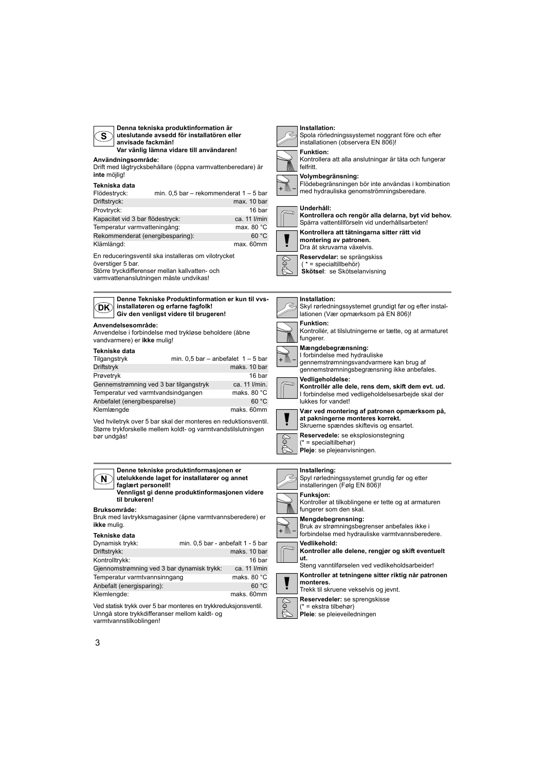## S

**Denna tekniska produktinformation är uteslutande avsedd för installatören eller anvisade fackmän!**
**Var vänlig lämna vidare till användaren!**

**Användningsområde:**
Drift med lågtrycksbehållare (öppna varmvattenberedare) är **inte** möjlig!

**Tekniska data**

| | |
|---|---|
| Flödestryck: | min. 0,5 bar – rekommenderat 1 – 5 bar |
| Driftstryck: | max. 10 bar |
| Provtryck: | 16 bar |
| Kapacitet vid 3 bar flödestryck: | ca. 11 l/min |
| Temperatur varmvatteningång: | max. 80 °C |
| Rekommenderat (energibesparing): | 60 °C |
| Klämlängd: | max. 60mm |

En reduceringsventil ska installeras om vilotrycket överstiger 5 bar.
Större tryckdifferenser mellan kallvatten- och varmvattenanslutningen måste undvikas!

**Installation:**
Spola rörledningssystemet noggrant före och efter installationen (observera EN 806)!

**Funktion:**
Kontrollera att alla anslutningar är täta och fungerar felfritt.

**Volymbegränsning:**
Flödebegränsningen bör inte användas i kombination med hydrauliska genomströmningsberedare.

**Underhåll:**
**Kontrollera och rengör alla delarna, byt vid behov.**
Spärra vattentillförseln vid underhållsarbeten!

**Kontrollera att tätningarna sitter rätt vid montering av patronen.**
Dra åt skruvarna växelvis.

**Reservdelar:** se sprängskiss
( * = specialtillbehör)
**Skötsel**: se Skötselanvisning

## DK

**Denne Tekniske Produktinformation er kun til vvs-installatøren og erfarne fagfolk!**
**Giv den venligst videre til brugeren!**

**Anvendelsesområde:**
Anvendelse i forbindelse med trykløse beholdere (åbne vandvarmere) er **ikke** mulig!

**Tekniske data**

| | |
|---|---|
| Tilgangstryk | min. 0,5 bar – anbefalet 1 – 5 bar |
| Driftstryk | maks. 10 bar |
| Prøvetryk | 16 bar |
| Gennemstrømning ved 3 bar tilgangstryk | ca. 11 l/min. |
| Temperatur ved varmtvandsindgangen | maks. 80 °C |
| Anbefalet (energibesparelse) | 60 °C |
| Klemlængde | maks. 60mm |

Ved hviletryk over 5 bar skal der monteres en reduktionsventil.
Større trykforskelle mellem koldt- og varmtvandstilslutningen bør undgås!

**Installation:**
Skyl rørledningssystemet grundigt før og efter installationen (Vær opmærksom på EN 806)!

**Funktion:**
Kontrollér, at tilslutningerne er tætte, og at armaturet fungerer.

**Mængdebegrænsning:**
I forbindelse med hydrauliske gennemstrømningsvandvarmere kan brug af gennemstrømningsbegrænsning ikke anbefales.

**Vedligeholdelse:**
**Kontrollér alle dele, rens dem, skift dem evt. ud.**
I forbindelse med vedligeholdelsesarbejde skal der lukkes for vandet!

**Vær ved montering af patronen opmærksom på, at pakningerne monteres korrekt.**
Skruerne spændes skiftevis og ensartet.

**Reservedele:** se eksplosionstegning
(* = specialtilbehør)
**Pleje**: se plejeanvisningen.

## N

**Denne tekniske produktinformasjonen er utelukkende laget for installatører og annet faglært personell!**
**Vennligst gi denne produktinformasjonen videre til brukeren!**

**Bruksområde:**
Bruk med lavtrykksmagasiner (åpne varmtvannsberedere) er **ikke** mulig.

**Tekniske data**

| | |
|---|---|
| Dynamisk trykk: | min. 0,5 bar - anbefalt 1 - 5 bar |
| Driftstrykk: | maks. 10 bar |
| Kontrolltrykk: | 16 bar |
| Gjennomstrømning ved 3 bar dynamisk trykk: | ca. 11 l/min |
| Temperatur varmtvannsinngang | maks. 80 °C |
| Anbefalt (energisparing): | 60 °C |
| Klemlengde: | maks. 60mm |

Ved statisk trykk over 5 bar monteres en trykkreduksjonsventil.
Unngå store trykkdifferanser mellom kaldt- og varmtvannstilkoblingen!

**Installering:**
Spyl rørledningssystemet grundig før og etter installeringen (Følg EN 806)!

**Funksjon:**
Kontroller at tilkoblingene er tette og at armaturen fungerer som den skal.

**Mengdebegrensning:**
Bruk av strømningsbegrenser anbefales ikke i forbindelse med hydrauliske varmtvannsberedere.

**Vedlikehold:**
**Kontroller alle delene, rengjør og skift eventuelt ut.**
Steng vanntilførselen ved vedlikeholdsarbeider!

**Kontroller at tetningene sitter riktig når patronen monteres.**
Trekk til skruene vekselvis og jevnt.

**Reservedeler:** se sprengskisse
(* = ekstra tilbehør)
**Pleie**: se pleieveiledningen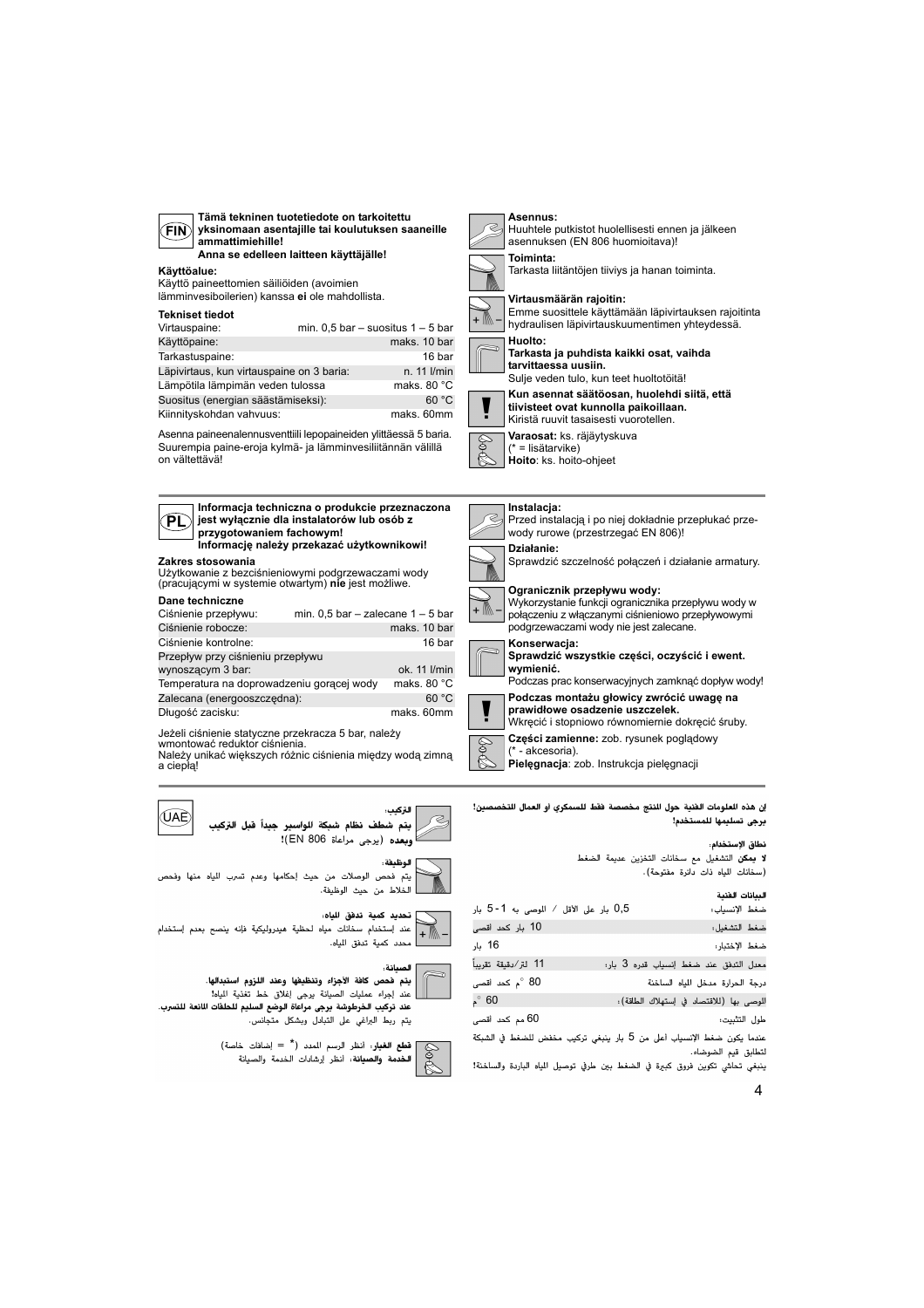## FIN

**Tämä tekninen tuotetiedote on tarkoitettu yksinomaan asentajille tai koulutuksen saaneille ammattimiehille!**
**Anna se edelleen laitteen käyttäjälle!**

### Käyttöalue:

Käyttö paineettomien säiliöiden (avoimien lämminvesiboilerien) kanssa **ei** ole mahdollista.

### Tekniset tiedot

| | |
|---|---|
| Virtauspaine: | min. 0,5 bar – suositus 1 – 5 bar |
| Käyttöpaine: | maks. 10 bar |
| Tarkastuspaine: | 16 bar |
| Läpivirtaus, kun virtauspaine on 3 baria: | n. 11 l/min |
| Lämpötila lämpimän veden tulossa | maks. 80 °C |
| Suositus (energian säästämiseksi): | 60 °C |
| Kiinnityskohdan vahvuus: | maks. 60mm |

Asenna paineenalennusventtiili lepopaineiden ylittäessä 5 baria.
Suurempia paine-eroja kylmä- ja lämminvesiliitännän välillä on vältettävä!

**Asennus:**
Huuhtele putkistot huolellisesti ennen ja jälkeen asennuksen (EN 806 huomioitava)!

**Toiminta:**
Tarkasta liitäntöjen tiiviys ja hanan toiminta.

**Virtausmäärän rajoitin:**
Emme suosittele käyttämään läpivirtauksen rajoitinta hydraulisen läpivirtauskuumentimen yhteydessä.

**Huolto:**
**Tarkasta ja puhdista kaikki osat, vaihda tarvittaessa uusiin.**
Sulje veden tulo, kun teet huoltotöitä!

**Kun asennat säätöosan, huolehdi siitä, että tiivisteet ovat kunnolla paikoillaan.**
Kiristä ruuvit tasaisesti vuorotellen.

**Varaosat:** ks. räjäytyskuva
(* = lisätarvike)
**Hoito**: ks. hoito-ohjeet

## PL

**Informacja techniczna o produkcie przeznaczona jest wyłącznie dla instalatorów lub osób z przygotowaniem fachowym!**
**Informację należy przekazać użytkownikowi!**

### Zakres stosowania

Użytkowanie z bezciśnieniowymi podgrzewaczami wody (pracującymi w systemie otwartym) **nie** jest możliwe.

### Dane techniczne

| | |
|---|---|
| Ciśnienie przepływu: | min. 0,5 bar – zalecane 1 – 5 bar |
| Ciśnienie robocze: | maks. 10 bar |
| Ciśnienie kontrolne: | 16 bar |
| Przepływ przy ciśnieniu przepływu wynoszącym 3 bar: | ok. 11 l/min |
| Temperatura na doprowadzeniu gorącej wody | maks. 80 °C |
| Zalecana (energooszczędna): | 60 °C |
| Długość zacisku: | maks. 60mm |

Jeżeli ciśnienie statyczne przekracza 5 bar, należy wmontować reduktor ciśnienia.
Należy unikać większych różnic ciśnienia między wodą zimną a ciepłą!

**Instalacja:**
Przed instalacją i po niej dokładnie przepłukać przewody rurowe (przestrzegać EN 806)!

**Działanie:**
Sprawdzić szczelność połączeń i działanie armatury.

**Ogranicznik przepływu wody:**
Wykorzystanie funkcji ogranicznika przepływu wody w połączeniu z włączanymi ciśnieniowo przepływowymi podgrzewaczami wody nie jest zalecane.

**Konserwacja:**
**Sprawdzić wszystkie części, oczyścić i ewent. wymienić.**
Podczas prac konserwacyjnych zamknąć dopływ wody!

**Podczas montażu głowicy zwrócić uwagę na prawidłowe osadzenie uszczelek.**
Wkręcić i stopniowo równomiernie dokręcić śruby.

**Części zamienne:** zob. rysunek poglądowy
(* - akcesoria).
**Pielęgnacja**: zob. Instrukcja pielęgnacji

## UAE

**إن هذه المعلومات الفنية حول المنتج مخصصة فقط للسمكري او العمال المتخصصين!**
**يرجى تسليمها للمستخدم!**

### نطاق الإستخدام:

**لا يمكن** التشغيل مع سخانات التخزين عديمة الضغط (سخانات المياه ذات دائرة مفتوحة).

### البيانات الفنية

| | |
|---|---|
| ضغط الإنسياب: | 0,5 بار على الاقل / الموصى به 1 - 5 بار |
| ضغط التشغيل: | 10 بار كحد أقصى |
| ضغط الإختبار: | 16 بار |
| معدل التدفق عند ضغط إنسياب قدره 3 بار: | 11 لتر/دقيقة تقريباً |
| درجة الحرارة مدخل المياه الساخنة | 80 °م كحد أقصى |
| الموصى بها (للاقتصاد في إستهلاك الطاقة): | 60 °م |
| طول التثبيت: | 60 مم كحد أقصى |

عندما يكون ضغط الإنسياب اعلى من 5 بار ينبغي تركيب مخفض للضغط في الشبكة لتطابق قيم الضوضاء.
ينبغي تحاشي تكوين فروق كبيرة في الضغط بين طرفي توصيل المياه الباردة والساخنة!

**التركيب:**
**يتم شطف نظام شبكة المواسير جيداً قبل التركيب وبعده** (يرجى مراعاة EN 806)!

**الوظيفة:**
يتم فحص الوصلات من حيث إحكامها وعدم تسرب المياه منها وفحص الخلاط من حيث الوظيفة.

**تحديد كمية تدفق المياه:**
عند إستخدام سخانات مياه لحظية هيدروليكية فإنه ينصح بعدم إستخدام محدد كمية تدفق المياه.

**الصيانة:**
**يتم فحص كافة الأجزاء وتنظيفها وعند اللزوم استبدالها.**
عند إجراء عمليات الصيانة يرجى إغلاق خط تغذية المياه!
**عند تركيب الخرطوشة يرجى مراعاة الوضع السليم للحلقات المانعة للتسرب.**
يتم ربط البراغي على التبادل وبشكل متجانس.

**قطع الغيار:** انظر الرسم المدد (* = إضافات خاصة)
**الخدمة والصيانة:** انظر إرشادات الخدمة والصيانة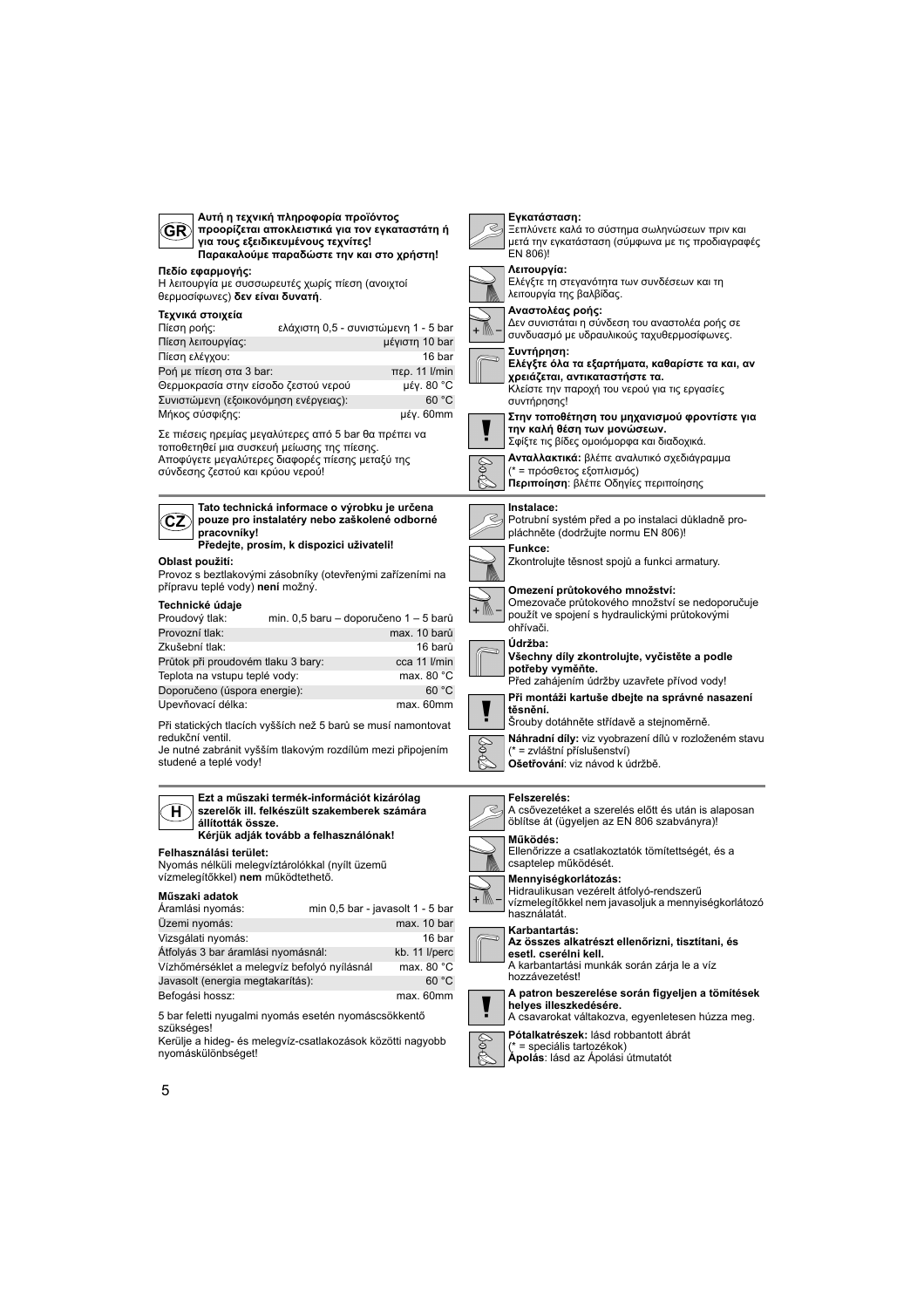## GR

**Αυτή η τεχνική πληροφορία προϊόντος προορίζεται αποκλειστικά για τον εγκαταστάτη ή για τους εξειδικευμένους τεχνίτες! Παρακαλούμε παραδώστε την και στο χρήστη!**

**Πεδίο εφαρμογής:**
Η λειτουργία με συσσωρευτές χωρίς πίεση (ανοιχτοί θερμοσίφωνες) **δεν είναι δυνατή**.

**Τεχνικά στοιχεία**

| | |
|---|---|
| Πίεση ροής: | ελάχιστη 0,5 - συνιστώμενη 1 - 5 bar |
| Πίεση λειτουργίας: | μέγιστη 10 bar |
| Πίεση ελέγχου: | 16 bar |
| Ροή με πίεση στα 3 bar: | περ. 11 l/min |
| Θερμοκρασία στην είσοδο ζεστού νερού | μέγ. 80 °C |
| Συνιστώμενη (εξοικονόμηση ενέργειας): | 60 °C |
| Μήκος σύσφιξης: | μέγ. 60mm |

Σε πιέσεις ηρεμίας μεγαλύτερες από 5 bar θα πρέπει να τοποθετηθεί μια συσκευή μείωσης της πίεσης.
Αποφύγετε μεγαλύτερες διαφορές πίεσης μεταξύ της σύνδεσης ζεστού και κρύου νερού!

**Εγκατάσταση:**
Ξεπλύνετε καλά το σύστημα σωληνώσεων πριν και μετά την εγκατάσταση (σύμφωνα με τις προδιαγραφές EN 806)!

**Λειτουργία:**
Ελέγξτε τη στεγανότητα των συνδέσεων και τη λειτουργία της βαλβίδας.

**Αναστολέας ροής:**
Δεν συνιστάται η σύνδεση του αναστολέα ροής σε συνδυασμό με υδραυλικούς ταχυθερμοσίφωνες.

**Συντήρηση:**
**Ελέγξτε όλα τα εξαρτήματα, καθαρίστε τα και, αν χρειάζεται, αντικαταστήστε τα.**
Κλείστε την παροχή του νερού για τις εργασίες συντήρησης!

**Στην τοποθέτηση του μηχανισμού φροντίστε για την καλή θέση των μονώσεων.**
Σφίξτε τις βίδες ομοιόμορφα και διαδοχικά.

**Ανταλλακτικά:** βλέπε αναλυτικό σχεδιάγραμμα
(* = πρόσθετος εξοπλισμός)
**Περιποίηση**: βλέπε Οδηγίες περιποίησης

## CZ

**Tato technická informace o výrobku je určena pouze pro instalatéry nebo zaškolené odborné pracovníky!**
**Předejte, prosím, k dispozici uživateli!**

**Oblast použití:**
Provoz s beztlakovými zásobníky (otevřenými zařízeními na přípravu teplé vody) **není** možný.

**Technické údaje**

| | |
|---|---|
| Proudový tlak: | min. 0,5 baru – doporučeno 1 – 5 barů |
| Provozní tlak: | max. 10 barů |
| Zkušební tlak: | 16 barů |
| Průtok při proudovém tlaku 3 bary: | cca 11 l/min |
| Teplota na vstupu teplé vody: | max. 80 °C |
| Doporučeno (úspora energie): | 60 °C |
| Upevňovací délka: | max. 60mm |

Při statických tlacích vyšších než 5 barů se musí namontovat redukční ventil.
Je nutné zabránit vyšším tlakovým rozdílům mezi připojením studené a teplé vody!

**Instalace:**
Potrubní systém před a po instalaci důkladně propláchněte (dodržujte normu EN 806)!

**Funkce:**
Zkontrolujte těsnost spojů a funkci armatury.

**Omezení průtokového množství:**
Omezovače průtokového množství se nedoporučuje použít ve spojení s hydraulickými průtokovými ohřívači.

**Údržba:**
**Všechny díly zkontrolujte, vyčistěte a podle potřeby vyměňte.**
Před zahájením údržby uzavřete přívod vody!

**Při montáži kartuše dbejte na správné nasazení těsnění.**
Šrouby dotáhněte střídavě a stejnoměrně.

**Náhradní díly:** viz vyobrazení dílů v rozloženém stavu
(* = zvláštní příslušenství)
**Ošetřování**: viz návod k údržbě.

## H

**Ezt a műszaki termék-információt kizárólag szerelők ill. felkészült szakemberek számára állították össze.**
**Kérjük adják tovább a felhasználónak!**

**Felhasználási terület:**
Nyomás nélküli melegvíztárolókkal (nyílt üzemű vízmelegítőkkel) **nem** működtethető.

**Műszaki adatok**

| | |
|---|---|
| Áramlási nyomás: | min 0,5 bar - javasolt 1 - 5 bar |
| Üzemi nyomás: | max. 10 bar |
| Vizsgálati nyomás: | 16 bar |
| Átfolyás 3 bar áramlási nyomásnál: | kb. 11 l/perc |
| Vízhőmérséklet a melegvíz befolyó nyílásnál | max. 80 °C |
| Javasolt (energia megtakarítás): | 60 °C |
| Befogási hossz: | max. 60mm |

5 bar feletti nyugalmi nyomás esetén nyomáscsökkentő szükséges!
Kerülje a hideg- és melegvíz-csatlakozások közötti nagyobb nyomáskülönbséget!

**Felszerelés:**
A csővezetéket a szerelés előtt és után is alaposan öblítse át (ügyeljen az EN 806 szabványra)!

**Működés:**
Ellenőrizze a csatlakoztatók tömítettségét, és a csaptelep működését.

**Mennyiségkorlátozás:**
Hidraulikusan vezérelt átfolyó-rendszerű vízmelegítőkkel nem javasoljuk a mennyiségkorlátozó használatát.

**Karbantartás:**
**Az összes alkatrészt ellenőrizni, tisztítani, és esetl. cserélni kell.**
A karbantartási munkák során zárja le a víz hozzávezetést!

**A patron beszerelése során figyeljen a tömítések helyes illeszkedésére.**
A csavarokat váltakozva, egyenletesen húzza meg.

**Pótalkatrészek:** lásd robbantott ábrát
(* = speciális tartozékok)
**Ápolás**: lásd az Ápolási útmutatót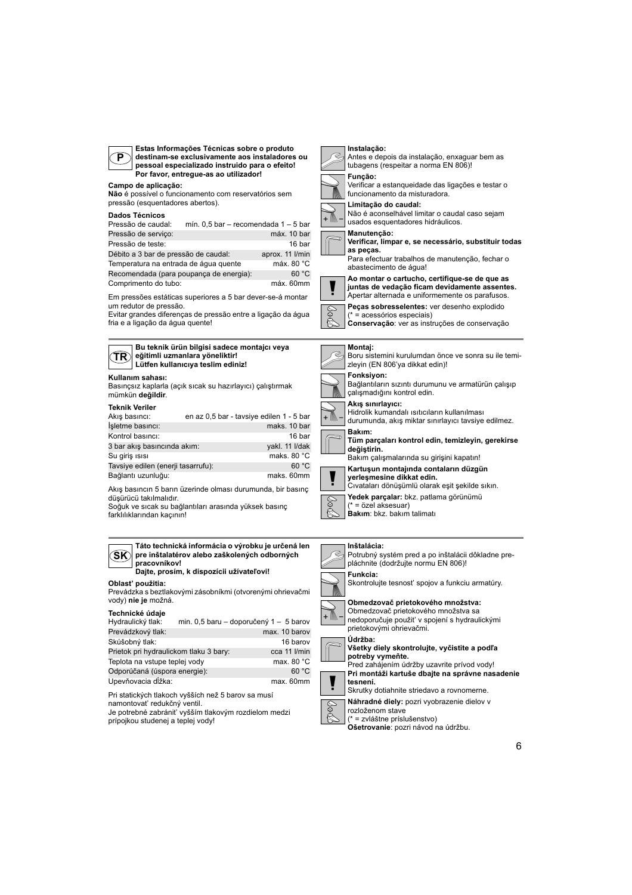**P**

**Estas Informações Técnicas sobre o produto destinam-se exclusivamente aos instaladores ou pessoal especializado instruido para o efeito! Por favor, entregue-as ao utilizador!**

**Campo de aplicação:**

**Não** é possível o funcionamento com reservatórios sem pressão (esquentadores abertos).

**Dados Técnicos**

| | |
|---|---|
| Pressão de caudal: | mín. 0,5 bar – recomendada 1 – 5 bar |
| Pressão de serviço: | máx. 10 bar |
| Pressão de teste: | 16 bar |
| Débito a 3 bar de pressão de caudal: | aprox. 11 l/min |
| Temperatura na entrada de água quente | máx. 80 °C |
| Recomendada (para poupança de energia): | 60 °C |
| Comprimento do tubo: | máx. 60mm |

Em pressões estáticas superiores a 5 bar dever-se-á montar um redutor de pressão.
Evitar grandes diferenças de pressão entre a ligação da água fria e a ligação da água quente!

**Instalação:**
Antes e depois da instalação, enxaguar bem as tubagens (respeitar a norma EN 806)!

**Função:**
Verificar a estanqueidade das ligações e testar o funcionamento da misturadora.

**Limitação do caudal:**
Não é aconselhável limitar o caudal caso sejam usados esquentadores hidráulicos.

**Manutenção:**
**Verificar, limpar e, se necessário, substituir todas as peças.**
Para efectuar trabalhos de manutenção, fechar o abastecimento de água!

**Ao montar o cartucho, certifique-se de que as juntas de vedação ficam devidamente assentes.**
Apertar alternada e uniformemente os parafusos.

**Peças sobresselentes:** ver desenho explodido
(* = acessórios especiais)
**Conservação**: ver as instruções de conservação

---

**TR**

**Bu teknik ürün bilgisi sadece montajcı veya eğitimli uzmanlara yöneliktir! Lütfen kullanıcıya teslim ediniz!**

**Kullanım sahası:**

Basınçsız kaplarla (açık sıcak su hazırlayıcı) çalıştırmak mümkün **değildir**.

**Teknik Veriler**

| | |
|---|---|
| Akış basıncı: | en az 0,5 bar - tavsiye edilen 1 - 5 bar |
| İşletme basıncı: | maks. 10 bar |
| Kontrol basıncı: | 16 bar |
| 3 bar akış basıncında akım: | yakl. 11 l/dak |
| Su giriş ısısı | maks. 80 °C |
| Tavsiye edilen (enerji tasarrufu): | 60 °C |
| Bağlantı uzunluğu: | maks. 60mm |

Akış basıncın 5 barın üzerinde olması durumunda, bir basınç düşürücü takılmalıdır.
Soğuk ve sıcak su bağlantıları arasında yüksek basınç farklılıklarından kaçının!

**Montaj:**
Boru sistemini kurulumdan önce ve sonra su ile temizleyin (EN 806'ya dikkat edin)!

**Fonksiyon:**
Bağlantıların sızıntı durumunu ve armatürün çalışıp çalışmadığını kontrol edin.

**Akış sınırlayıcı:**
Hidrolik kumandalı ısıtıcıların kullanılması durumunda, akış miktar sınırlayıcı tavsiye edilmez.

**Bakım:**
**Tüm parçaları kontrol edin, temizleyin, gerekirse değiştirin.**
Bakım çalışmalarında su girişini kapatın!

**Kartuşun montajında contaların düzgün yerleşmesine dikkat edin.**
Cıvataları dönüşümlü olarak eşit şekilde sıkın.

**Yedek parçalar:** bkz. patlama görünümü
(* = özel aksesuar)
**Bakım**: bkz. bakım talimatı

---

**SK**

**Táto technická informácia o výrobku je určená len pre inštalatérov alebo zaškolených odborných pracovníkov!
Dajte, prosím, k dispozícii užívateľovi!**

**Oblasť použitia:**

Prevádzka s beztlakovými zásobníkmi (otvorenými ohrievačmi vody) **nie je** možná.

**Technické údaje**

| | |
|---|---|
| Hydraulický tlak: | min. 0,5 baru – doporučený 1 – 5 barov |
| Prevádzkový tlak: | max. 10 barov |
| Skúšobný tlak: | 16 barov |
| Prietok pri hydraulickom tlaku 3 bary: | cca 11 l/min |
| Teplota na vstupe teplej vody | max. 80 °C |
| Odporúčaná (úspora energie): | 60 °C |
| Upevňovacia dĺžka: | max. 60mm |

Pri statických tlakoch vyšších než 5 barov sa musí namontovať redukčný ventil.
Je potrebné zabrániť vyšším tlakovým rozdielom medzi prípojkou studenej a teplej vody!

**Inštalácia:**
Potrubný systém pred a po inštalácii dôkladne prepláchnite (dodržujte normu EN 806)!

**Funkcia:**
Skontrolujte tesnosť spojov a funkciu armatúry.

**Obmedzovač prietokového množstva:**
Obmedzovač prietokového množstva sa nedoporučuje použiť v spojení s hydraulickými prietokovými ohrievačmi.

**Údržba:**
**Všetky diely skontrolujte, vyčistite a podľa potreby vymeňte.**
Pred zahájením údržby uzavrite prívod vody!

**Pri montáži kartuše dbajte na správne nasadenie tesnení.**
Skrutky dotiahnite striedavo a rovnomerne.

**Náhradné diely:** pozri vyobrazenie dielov v rozloženom stave
(* = zvláštne príslušenstvo)
**Ošetrovanie**: pozri návod na údržbu.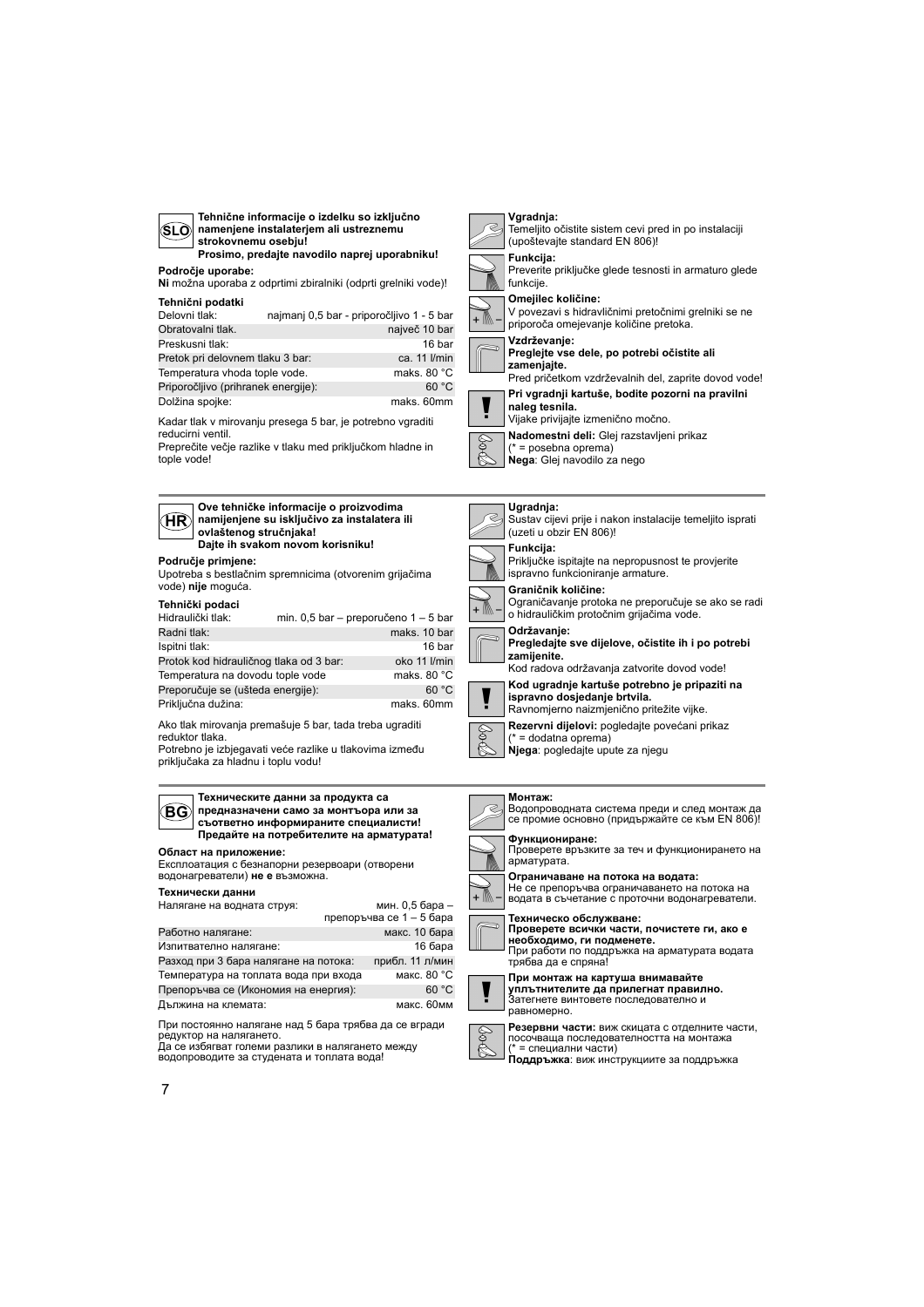## SLO

**Tehnične informacije o izdelku so izključno namenjene instalaterjem ali ustreznemu strokovnemu osebju!**
**Prosimo, predajte navodilo naprej uporabniku!**

**Področje uporabe:**
**Ni** možna uporaba z odprtimi zbiralniki (odprti grelniki vode)!

**Tehnični podatki**

| | |
|---|---|
| Delovni tlak: | najmanj 0,5 bar - priporočljivo 1 - 5 bar |
| Obratovalni tlak. | največ 10 bar |
| Preskusni tlak: | 16 bar |
| Pretok pri delovnem tlaku 3 bar: | ca. 11 l/min |
| Temperatura vhoda tople vode. | maks. 80 °C |
| Priporočljivo (prihranek energije): | 60 °C |
| Dolžina spojke: | maks. 60mm |

Kadar tlak v mirovanju presega 5 bar, je potrebno vgraditi reducirni ventil.
Preprečite večje razlike v tlaku med priključkom hladne in tople vode!

**Vgradnja:**
Temeljito očistite sistem cevi pred in po instalaciji (upoštevajte standard EN 806)!

**Funkcija:**
Preverite priključke glede tesnosti in armaturo glede funkcije.

**Omejilec količine:**
V povezavi s hidravličnimi pretočnimi grelniki se ne priporoča omejevanje količine pretoka.

**Vzdrževanje:**
**Preglejte vse dele, po potrebi očistite ali zamenjajte.**
Pred pričetkom vzdrževalnih del, zaprite dovod vode!

**Pri vgradnji kartuše, bodite pozorni na pravilni naleg tesnila.**
Vijake privijajte izmenično močno.

**Nadomestni deli:** Glej razstavljeni prikaz
(* = posebna oprema)
**Nega**: Glej navodilo za nego

## HR

**Ove tehničke informacije o proizvodima namijenjene su isključivo za instalatera ili ovlaštenog stručnjaka!**
**Dajte ih svakom novom korisniku!**

**Područje primjene:**
Upotreba s bestlačnim spremnicima (otvorenim grijačima vode) **nije** moguća.

**Tehnički podaci**

| | |
|---|---|
| Hidraulički tlak: | min. 0,5 bar – preporučeno 1 – 5 bar |
| Radni tlak: | maks. 10 bar |
| Ispitni tlak: | 16 bar |
| Protok kod hidrauličnog tlaka od 3 bar: | oko 11 l/min |
| Temperatura na dovodu tople vode | maks. 80 °C |
| Preporučuje se (ušteda energije): | 60 °C |
| Priključna dužina: | maks. 60mm |

Ako tlak mirovanja premašuje 5 bar, tada treba ugraditi reduktor tlaka.
Potrebno je izbjegavati veće razlike u tlakovima između priključaka za hladnu i toplu vodu!

**Ugradnja:**
Sustav cijevi prije i nakon instalacije temeljito isprati (uzeti u obzir EN 806)!

**Funkcija:**
Priključke ispitajte na nepropusnost te provjerite ispravno funkcioniranje armature.

**Graničnik količine:**
Ograničavanje protoka ne preporučuje se ako se radi o hidrauličkim protočnim grijačima vode.

**Održavanje:**
**Pregledajte sve dijelove, očistite ih i po potrebi zamijenite.**
Kod radova održavanja zatvorite dovod vode!

**Kod ugradnje kartuše potrebno je pripaziti na ispravno dosjedanje brtvila.**
Ravnomjerno naizmjenično pritežite vijke.

**Rezervni dijelovi:** pogledajte povećani prikaz
(* = dodatna oprema)
**Njega**: pogledajte upute za njegu

## BG

**Техническите данни за продукта са предназначени само за монтьора или за съответно информираните специалисти!**
**Предайте на потребителите на арматурата!**

**Област на приложение:**
Експлоатация с безнапорни резервоари (отворени водонагреватели) **не е** възможна.

**Технически данни**

| | |
|---|---|
| Налягане на водната струя: | мин. 0,5 бара – препоръчва се 1 – 5 бара |
| Работно налягане: | макс. 10 бара |
| Изпитвателно налягане: | 16 бара |
| Разход при 3 бара налягане на потока: | прибл. 11 л/мин |
| Температура на топлата вода при входа | макс. 80 °C |
| Препоръчва се (Икономия на енергия): | 60 °C |
| Дължина на клемата: | макс. 60мм |

При постоянно налягане над 5 бара трябва да се вгради редуктор на налягането.
Да се избягват големи разлики в налягането между водопроводите за студената и топлата вода!

**Монтаж:**
Водопроводната система преди и след монтаж да се промие основно (придържайте се към EN 806)!

**Функциониране:**
Проверете връзките за теч и функционирането на арматурата.

**Ограничаване на потока на водата:**
Не се препоръчва ограничаването на потока на водата в съчетание с проточни водонагреватели.

**Техническо обслужване:**
**Проверете всички части, почистете ги, ако е необходимо, ги подменете.**
При работи по поддръжка на арматурата водата трябва да е спряна!

**При монтаж на картуша внимавайте уплътнителите да прилегнат правилно.**
Затегнете винтовете последователно и равномерно.

**Резервни части:** виж скицата с отделните части, посочваща последователността на монтажа
(* = специални части)
**Поддръжка**: виж инструкциите за поддръжка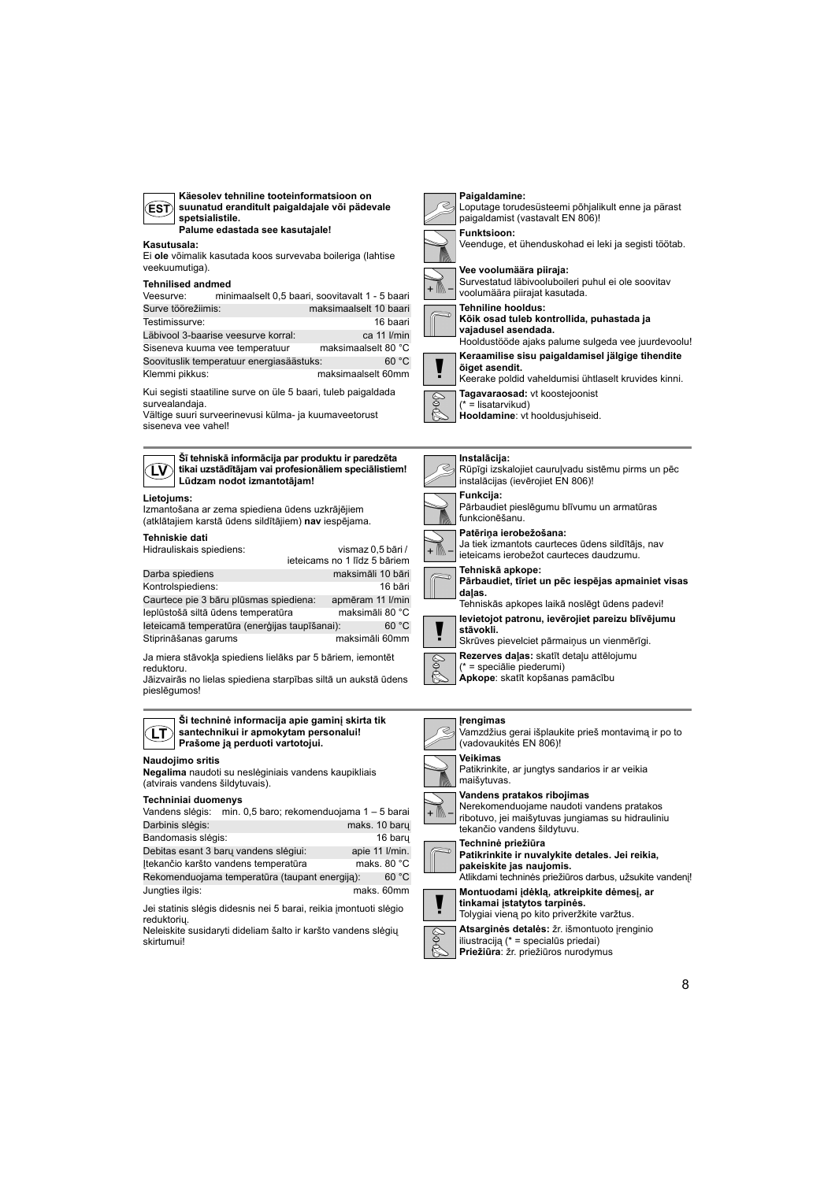## EST

**Käesolev tehniline tooteinformatsioon on suunatud eranditult paigaldajale või pädevale spetsialistile.**
**Palume edastada see kasutajale!**

**Kasutusala:**
Ei **ole** võimalik kasutada koos survevaba boileriga (lahtise veekuumutiga).

**Tehnilised andmed**

| | |
|---|---|
| Veesurve: | minimaalselt 0,5 baari, soovitavalt 1 - 5 baari |
| Surve töörežiimis: | maksimaalselt 10 baari |
| Testimissurve: | 16 baari |
| Läbivool 3-baarise veesurve korral: | ca 11 l/min |
| Siseneva kuuma vee temperatuur | maksimaalselt 80 °C |
| Soovituslik temperatuur energiasäästuks: | 60 °C |
| Klemmi pikkus: | maksimaalselt 60mm |

Kui segisti staatiline surve on üle 5 baari, tuleb paigaldada survealandaja.
Vältige suuri surveerinevusi külma- ja kuumaveetorust siseneva vee vahel!

**Paigaldamine:**
Loputage torudesüsteemi põhjalikult enne ja pärast paigaldamist (vastavalt EN 806)!

**Funktsioon:**
Veenduge, et ühenduskohad ei leki ja segisti töötab.

**Vee voolumäära piiraja:**
Survestatud läbivooluboileri puhul ei ole soovitav voolumäära piirajat kasutada.

**Tehniline hooldus:**
**Kõik osad tuleb kontrollida, puhastada ja vajadusel asendada.**
Hooldustööde ajaks palume sulgeda vee juurdevoolu!

**Keraamilise sisu paigaldamisel jälgige tihendite õiget asendit.**
Keerake poldid vaheldumisi ühtlaselt kruvides kinni.

**Tagavaraosad:** vt koostejoonist
(* = lisatarvikud)
**Hooldamine**: vt hooldusjuhiseid.

## LV

**Šī tehniskā informācija par produktu ir paredzēta tikai uzstādītājam vai profesionāliem speciālistiem!**
**Lūdzam nodot izmantotājam!**

**Lietojums:**
Izmantošana ar zema spiediena ūdens uzkrājējiem (atklātajiem karstā ūdens sildītājiem) **nav** iespējama.

**Tehniskie dati**

| | |
|---|---|
| Hidrauliskais spiediens: | vismaz 0,5 bāri / ieteicams no 1 līdz 5 bāriem |
| Darba spiediens | maksimāli 10 bāri |
| Kontrolspiediens: | 16 bāri |
| Caurtece pie 3 bāru plūsmas spiediena: | apmēram 11 l/min |
| Ieplūstošā siltā ūdens temperatūra | maksimāli 80 °C |
| Ieteicamā temperatūra (enerģijas taupīšanai): | 60 °C |
| Stiprināšanas garums | maksimāli 60mm |

Ja miera stāvokļa spiediens lielāks par 5 bāriem, iemontēt reduktoru.
Jāizvairās no lielas spiediena starpības siltā un aukstā ūdens pieslēgumos!

**Instalācija:**
Rūpīgi izskalojiet cauruļvadu sistēmu pirms un pēc instalācijas (ievērojiet EN 806)!

**Funkcija:**
Pārbaudiet pieslēgumu blīvumu un armatūras funkcionēšanu.

**Patēriņa ierobežošana:**
Ja tiek izmantots caurteces ūdens sildītājs, nav ieteicams ierobežot caurteces daudzumu.

**Tehniskā apkope:**
**Pārbaudiet, tīriet un pēc iespējas apmainiet visas daļas.**
Tehniskās apkopes laikā noslēgt ūdens padevi!

**Ievietojot patronu, ievērojiet pareizu blīvējumu stāvokli.**
Skrūves pievelciet pārmaiņus un vienmērīgi.

**Rezerves daļas:** skatīt detaļu attēlojumu
(* = speciālie piederumi)
**Apkope**: skatīt kopšanas pamācību

## LT

**Ši techninė informacija apie gaminį skirta tik santechnikui ir apmokytam personalui!**
**Prašome ją perduoti vartotojui.**

**Naudojimo sritis**
**Negalima** naudoti su neslėginiais vandens kaupikliais (atvirais vandens šildytuvais).

**Techniniai duomenys**

| | |
|---|---|
| Vandens slėgis: | min. 0,5 baro; rekomenduojama 1 – 5 barai |
| Darbinis slėgis: | maks. 10 barų |
| Bandomasis slėgis: | 16 barų |
| Debitas esant 3 barų vandens slėgiui: | apie 11 l/min. |
| Įtekančio karšto vandens temperatūra | maks. 80 °C |
| Rekomenduojama temperatūra (taupant energiją): | 60 °C |
| Jungties ilgis: | maks. 60mm |

Jei statinis slėgis didesnis nei 5 barai, reikia įmontuoti slėgio reduktorių.
Neleiskite susidaryti dideliam šalto ir karšto vandens slėgių skirtumui!

**Įrengimas**
Vamzdžius gerai išplaukite prieš montavimą ir po to (vadovaukitės EN 806)!

**Veikimas**
Patikrinkite, ar jungtys sandarios ir ar veikia maišytuvas.

**Vandens pratakos ribojimas**
Nerekomenduojame naudoti vandens pratakos ribotuvo, jei maišytuvas jungiamas su hidrauliniu tekančio vandens šildytuvu.

**Techninė priežiūra**
**Patikrinkite ir nuvalykite detales. Jei reikia, pakeiskite jas naujomis.**
Atlikdami techninės priežiūros darbus, užsukite vandenį!

**Montuodami įdėklą, atkreipkite dėmesį, ar tinkamai įstatytos tarpinės.**
Tolygiai vieną po kito priveržkite varžtus.

**Atsarginės detalės:** žr. išmontuoto įrenginio iliustraciją (* = specialūs priedai)
**Priežiūra**: žr. priežiūros nurodymus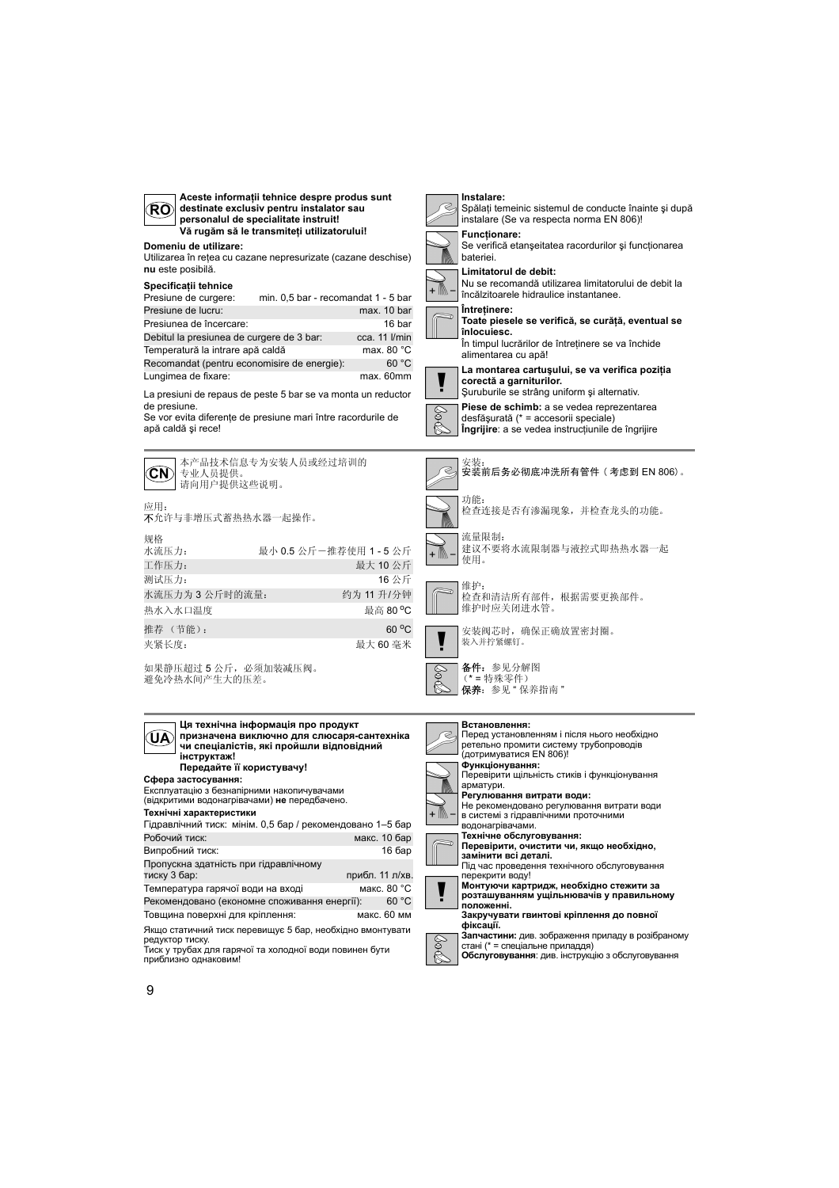**RO**

**Aceste informații tehnice despre produs sunt destinate exclusiv pentru instalator sau personalul de specialitate instruit!**
**Vă rugăm să le transmiteți utilizatorului!**

**Domeniu de utilizare:**
Utilizarea în rețea cu cazane nepresurizate (cazane deschise) **nu** este posibilă.

**Specificații tehnice**

| | |
|---|---|
| Presiune de curgere: | min. 0,5 bar - recomandat 1 - 5 bar |
| Presiune de lucru: | max. 10 bar |
| Presiunea de încercare: | 16 bar |
| Debitul la presiunea de curgere de 3 bar: | cca. 11 l/min |
| Temperatură la intrare apă caldă | max. 80 °C |
| Recomandat (pentru economisire de energie): | 60 °C |
| Lungimea de fixare: | max. 60mm |

La presiuni de repaus de peste 5 bar se va monta un reductor de presiune.
Se vor evita diferențe de presiune mari între racordurile de apă caldă și rece!

**Instalare:**
Spălați temeinic sistemul de conducte înainte și după instalare (Se va respecta norma EN 806)!

**Funcționare:**
Se verifică etanșeitatea racordurilor și funcționarea bateriei.

**Limitatorul de debit:**
Nu se recomandă utilizarea limitatorului de debit la încălzitoarele hidraulice instantanee.

**Întreținere:**
**Toate piesele se verifică, se curăță, eventual se înlocuiesc.**
În timpul lucrărilor de întreținere se va închide alimentarea cu apă!

**La montarea cartușului, se va verifica poziția corectă a garniturilor.**
Șuruburile se strâng uniform și alternativ.

**Piese de schimb:** a se vedea reprezentarea desfășurată (* = accesorii speciale)
**Îngrijire**: a se vedea instrucțiunile de îngrijire

---

**CN**

本产品技术信息专为安装人员或经过培训的专业人员提供。
请向用户提供这些说明。

应用：
**不**允许与非增压式蓄热热水器一起操作。

规格

| | |
|---|---|
| 水流压力： | 最小 0.5 公斤－推荐使用 1 - 5 公斤 |
| 工作压力： | 最大 10 公斤 |
| 测试压力： | 16 公斤 |
| 水流压力为 3 公斤时的流量： | 约为 11 升/分钟 |
| 热水入水口温度 | 最高 80 °C |
| 推荐 （节能）： | 60 °C |
| 夹紧长度： | 最大 60 毫米 |

如果静压超过 5 公斤，必须加装减压阀。
避免冷热水间产生大的压差。

安装：
**安装前后务必彻底冲洗所有管件（考虑到 EN 806）。**

功能：
检查连接是否有渗漏现象，并检查龙头的功能。

流量限制：
建议不要将水流限制器与液控式即热热水器一起使用。

维护：
检查和清洁所有部件，根据需要更换部件。
维护时应关闭进水管。

安装阀芯时，确保正确放置密封圈。
装入并拧紧螺钉。

**备件：** 参见分解图
（* = 特殊零件）
**保养：** 参见 " 保养指南 "

---

**UA**

**Ця технічна інформація про продукт призначена виключно для слюсаря-сантехніка чи спеціалістів, які пройшли відповідний інструктаж!**
**Передайте її користувачу!**

**Сфера застосування:**
Експлуатацію з безнапірними накопичувачами (відкритими водонагрівачами) **не** передбачено.

**Технічні характеристики**

| | |
|---|---|
| Гідравлічний тиск: | мінім. 0,5 бар / рекомендовано 1–5 бар |
| Робочий тиск: | макс. 10 бар |
| Випробний тиск: | 16 бар |
| Пропускна здатність при гідравлічному тиску 3 бар: | прибл. 11 л/хв. |
| Температура гарячої води на вході | макс. 80 °C |
| Рекомендовано (економне споживання енергії): | 60 °C |
| Товщина поверхні для кріплення: | макс. 60 мм |

Якщо статичний тиск перевищує 5 бар, необхідно вмонтувати редуктор тиску.
Тиск у трубах для гарячої та холодної води повинен бути приблизно однаковим!

**Встановлення:**
Перед установленням і після нього необхідно ретельно промити систему трубопроводів (дотримуватися EN 806)!

**Функціонування:**
Перевірити щільність стиків і функціонування арматури.

**Регулювання витрати води:**
Не рекомендовано регулювання витрати води в системі з гідравлічними проточними водонагрівачами.

**Технічне обслуговування:**
**Перевірити, очистити чи, якщо необхідно, замінити всі деталі.**
Під час проведення технічного обслуговування перекрити воду!

**Монтуючи картридж, необхідно стежити за розташуванням ущільнювачів у правильному положенні.**
**Закручувати гвинтові кріплення до повної фіксації.**

**Запчастини:** див. зображення приладу в розібраному стані (* = спеціальне приладдя)
**Обслуговування**: див. інструкцію з обслуговування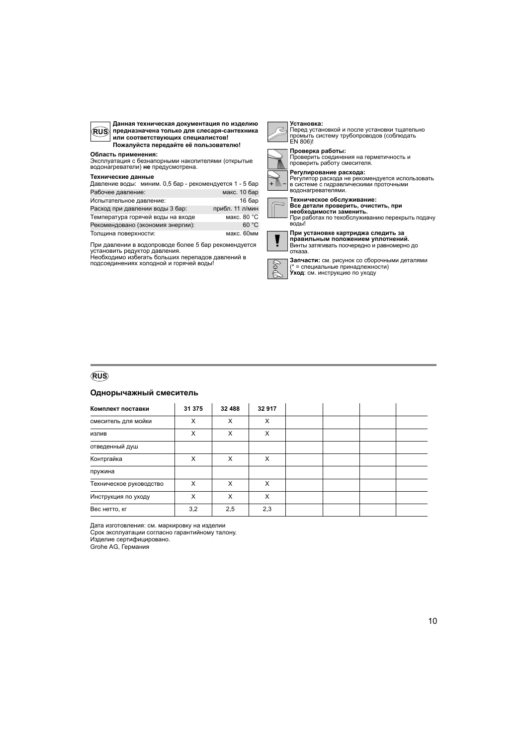**RUS**

**Данная техническая документация по изделию предназначена только для слесаря-сантехника или соответствующих специалистов! Пожалуйста передайте её пользователю!**

**Область применения:**
Эксплуатация с безнапорными накопителями (открытые водонагреватели) **не** предусмотрена.

**Технические данные**

| Давление воды: | миним. 0,5 бар - рекомендуется 1 - 5 бар |
|---|---|
| Рабочее давление: | макс. 10 бар |
| Испытательное давление: | 16 бар |
| Расход при давлении воды 3 бар: | прибл. 11 л/мин |
| Температура горячей воды на входе | макс. 80 °C |
| Рекомендовано (экономия энергии): | 60 °C |
| Толщина поверхности: | макс. 60мм |

При давлении в водопроводе более 5 бар рекомендуется установить редуктор давления.
Необходимо избегать больших перепадов давлений в подсоединениях холодной и горячей воды!

**Установка:**
Перед установкой и после установки тщательно промыть систему трубопроводов (соблюдать EN 806)!

**Проверка работы:**
Проверить соединения на герметичность и проверить работу смесителя.

**Регулирование расхода:**
Регулятор расхода не рекомендуется использовать в системе с гидравлическими проточными водонагревателями.

**Техническое обслуживание:**
**Все детали проверить, очистить, при необходимости заменить.**
При работах по техобслуживанию перекрыть подачу воды!

**При установке картриджа следить за правильным положением уплотнений.**
Винты затягивать поочередно и равномерно до отказа.

**Запчасти:** см. рисунок со сборочными деталями (* = специальные принадлежности)
**Уход**: см. инструкцию по уходу

**RUS**

## Однорычажный смеситель

| Комплект поставки | 31 375 | 32 488 | 32 917 | | | | |
|---|---|---|---|---|---|---|---|
| смеситель для мойки | X | X | X | | | | |
| излив | X | X | X | | | | |
| отведенный душ | | | | | | | |
| Контргайка | X | X | X | | | | |
| пружина | | | | | | | |
| Техническое руководство | X | X | X | | | | |
| Инструкция по уходу | X | X | X | | | | |
| Вес нетто, кг | 3,2 | 2,5 | 2,3 | | | | |

Дата изготовления: см. маркировку на изделии
Срок эксплуатации согласно гарантийному талону.
Изделие сертифицировано.
Grohe AG, Германия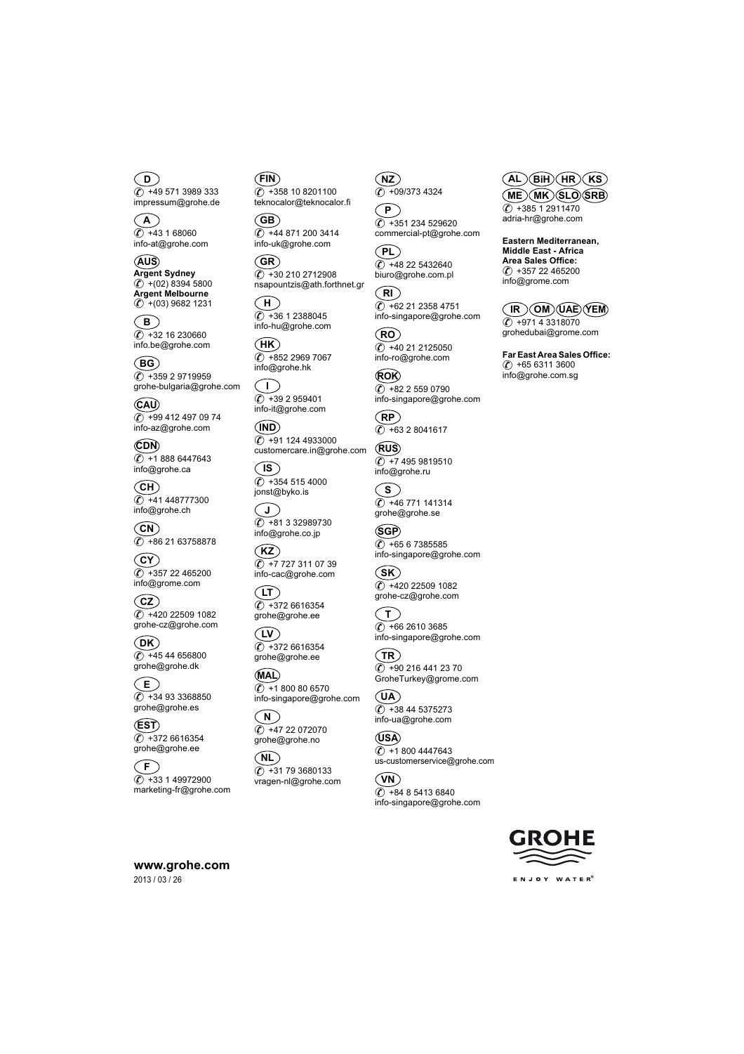**D**
✆ +49 571 3989 333
impressum@grohe.de

**A**
✆ +43 1 68060
info-at@grohe.com

**AUS**
**Argent Sydney**
✆ +(02) 8394 5800
**Argent Melbourne**
✆ +(03) 9682 1231

**B**
✆ +32 16 230660
info.be@grohe.com

**BG**
✆ +359 2 9719959
grohe-bulgaria@grohe.com

**CAU**
✆ +99 412 497 09 74
info-az@grohe.com

**CDN**
✆ +1 888 6447643
info@grohe.ca

**CH**
✆ +41 448777300
info@grohe.ch

**CN**
✆ +86 21 63758878

**CY**
✆ +357 22 465200
info@grome.com

**CZ**
✆ +420 22509 1082
grohe-cz@grohe.com

**DK**
✆ +45 44 656800
grohe@grohe.dk

**E**
✆ +34 93 3368850
grohe@grohe.es

**EST**
✆ +372 6616354
grohe@grohe.ee

**F**
✆ +33 1 49972900
marketing-fr@grohe.com

**FIN**
✆ +358 10 8201100
teknocalor@teknocalor.fi

**GB**
✆ +44 871 200 3414
info-uk@grohe.com

**GR**
✆ +30 210 2712908
nsapountzis@ath.forthnet.gr

**H**
✆ +36 1 2388045
info-hu@grohe.com

**HK**
✆ +852 2969 7067
info@grohe.hk

**I**
✆ +39 2 959401
info-it@grohe.com

**IND**
✆ +91 124 4933000
customercare.in@grohe.com

**IS**
✆ +354 515 4000
jonst@byko.is

**J**
✆ +81 3 32989730
info@grohe.co.jp

**KZ**
✆ +7 727 311 07 39
info-cac@grohe.com

**LT**
✆ +372 6616354
grohe@grohe.ee

**LV**
✆ +372 6616354
grohe@grohe.ee

**MAL**
✆ +1 800 80 6570
info-singapore@grohe.com

**N**
✆ +47 22 072070
grohe@grohe.no

**NL**
✆ +31 79 3680133
vragen-nl@grohe.com

**NZ**
✆ +09/373 4324

**P**
✆ +351 234 529620
commercial-pt@grohe.com

**PL**
✆ +48 22 5432640
biuro@grohe.com.pl

**RI**
✆ +62 21 2358 4751
info-singapore@grohe.com

**RO**
✆ +40 21 2125050
info-ro@grohe.com

**ROK**
✆ +82 2 559 0790
info-singapore@grohe.com

**RP**
✆ +63 2 8041617

**RUS**
✆ +7 495 9819510
info@grohe.ru

**S**
✆ +46 771 141314
grohe@grohe.se

**SGP**
✆ +65 6 7385585
info-singapore@grohe.com

**SK**
✆ +420 22509 1082
grohe-cz@grohe.com

**T**
✆ +66 2610 3685
info-singapore@grohe.com

**TR**
✆ +90 216 441 23 70
GroheTurkey@grome.com

**UA**
✆ +38 44 5375273
info-ua@grohe.com

**USA**
✆ +1 800 4447643
us-customerservice@grohe.com

**VN**
✆ +84 8 5413 6840
info-singapore@grohe.com

**AL** **BiH** **HR** **KS** **ME** **MK** **SLO** **SRB**
✆ +385 1 2911470
adria-hr@grohe.com

**Eastern Mediterranean, Middle East - Africa Area Sales Office:**
✆ +357 22 465200
info@grome.com

**IR** **OM** **UAE** **YEM**
✆ +971 4 3318070
grohedubai@grome.com

**Far East Area Sales Office:**
✆ +65 6311 3600
info@grohe.com.sg

**www.grohe.com**
2013 / 03 / 26

GROHE
ENJOY WATER®